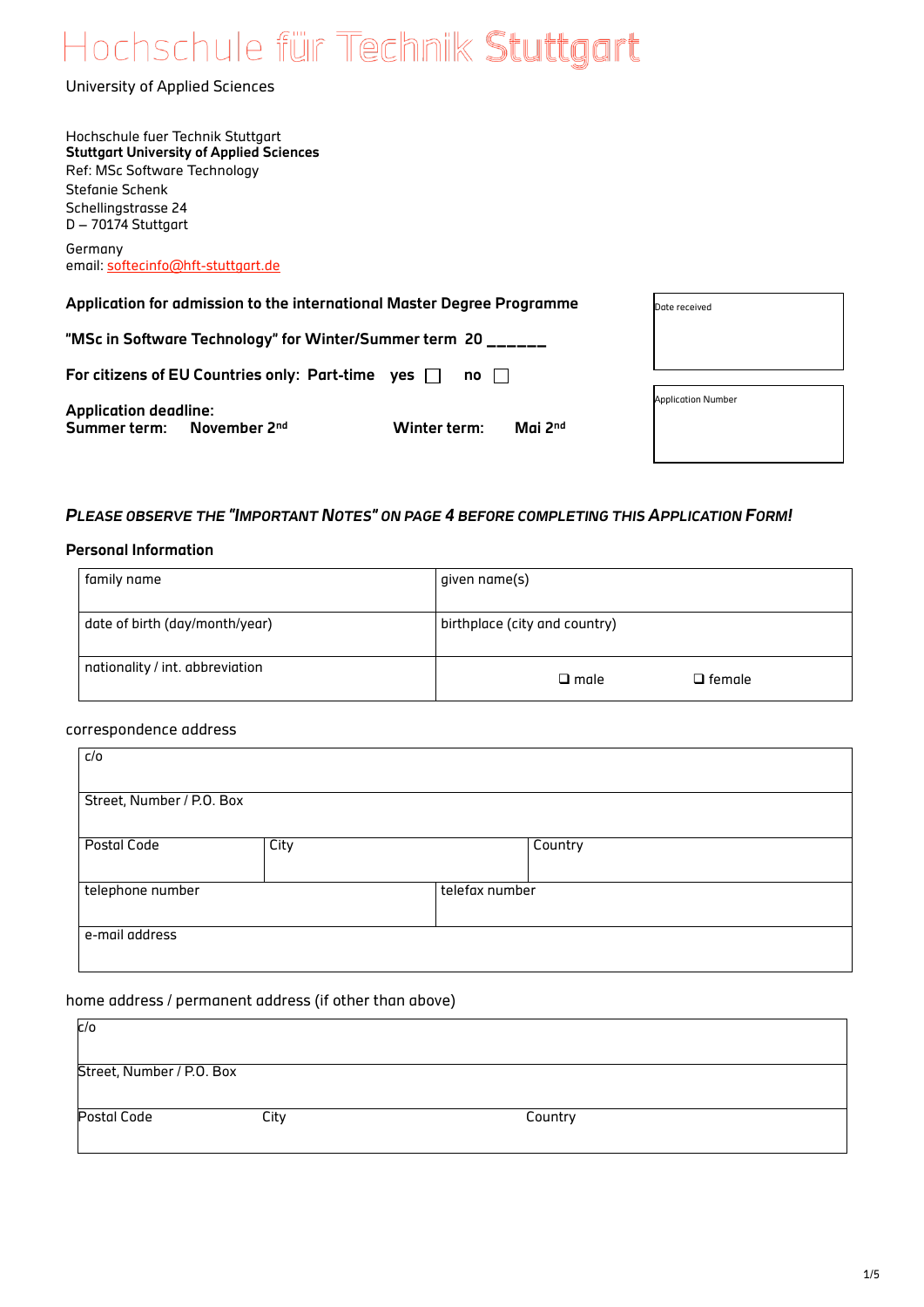# Hochschule für Technik Stuttgart

University of Applied Sciences

Hochschule fuer Technik Stuttgart
**Stuttgart University of Applied Sciences**
Ref: MSc Software Technology
Stefanie Schenk
Schellingstrasse 24
D – 70174 Stuttgart

Germany
email: softecinfo@hft-stuttgart.de

**Application for admission to the international Master Degree Programme**

**"MSc in Software Technology" for Winter/Summer term 20 ______**

**For citizens of EU Countries only: Part-time yes ☐ no ☐**

**Application deadline:**
**Summer term: November 2nd Winter term: Mai 2nd**

| Date received |
|---|
| |

| Application Number |
|---|
| |

***PLEASE OBSERVE THE "IMPORTANT NOTES" ON PAGE 4 BEFORE COMPLETING THIS APPLICATION FORM!***

**Personal Information**

| family name | given name(s) |
|---|---|
| date of birth (day/month/year) | birthplace (city and country) |
| nationality / int. abbreviation | ❑ male ❑ female |

correspondence address

| c/o | | |
|---|---|---|
| Street, Number / P.O. Box | | |
| Postal Code | City | Country |
| telephone number | telefax number | |
| e-mail address | | |

home address / permanent address (if other than above)

| c/o | | |
|---|---|---|
| Street, Number / P.O. Box | | |
| Postal Code | City | Country |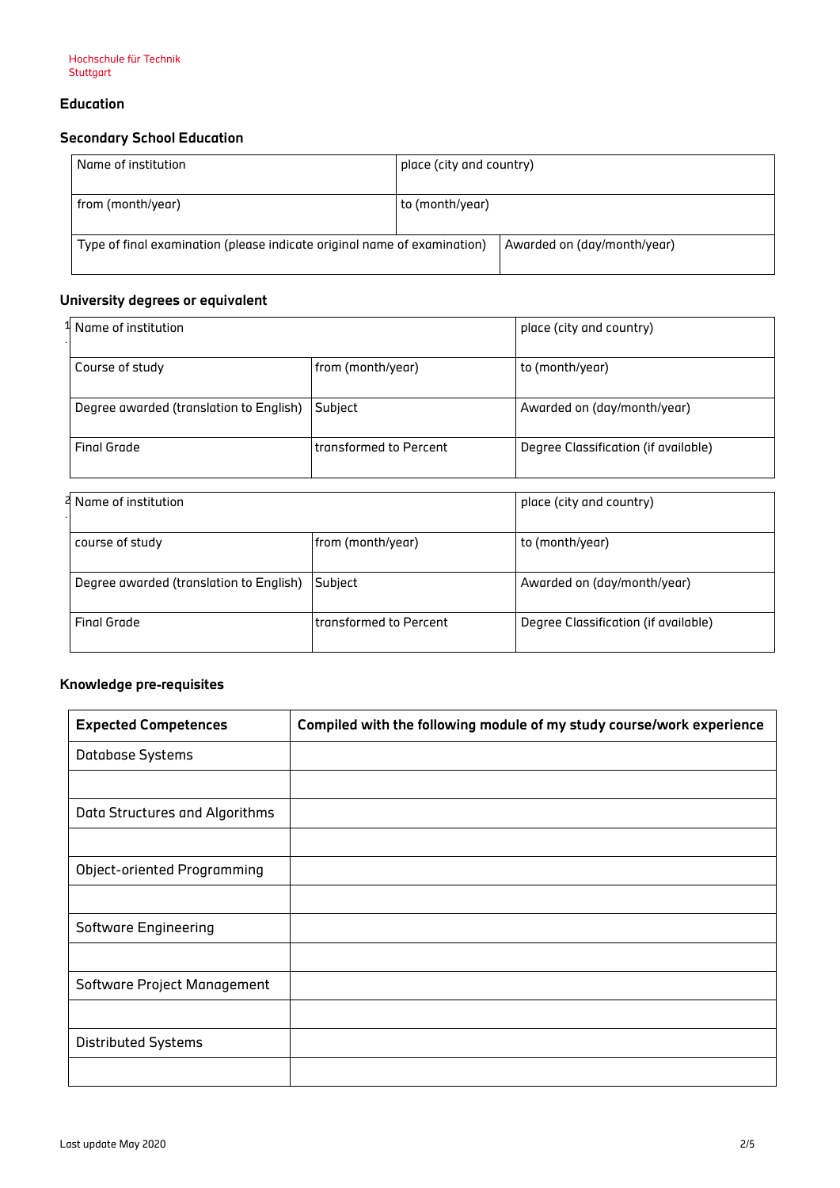Hochschule für Technik
Stuttgart

## Education

### Secondary School Education

| Name of institution | place (city and country) |
|---|---|
| from (month/year) | to (month/year) |
| Type of final examination (please indicate original name of examination) | Awarded on (day/month/year) |

### University degrees or equivalent

1.

| Name of institution | | place (city and country) |
|---|---|---|
| Course of study | from (month/year) | to (month/year) |
| Degree awarded (translation to English) | Subject | Awarded on (day/month/year) |
| Final Grade | transformed to Percent | Degree Classification (if available) |

2.

| Name of institution | | place (city and country) |
|---|---|---|
| course of study | from (month/year) | to (month/year) |
| Degree awarded (translation to English) | Subject | Awarded on (day/month/year) |
| Final Grade | transformed to Percent | Degree Classification (if available) |

### Knowledge pre-requisites

| **Expected Competences** | **Compiled with the following module of my study course/work experience** |
|---|---|
| Database Systems | |
| | |
| Data Structures and Algorithms | |
| | |
| Object-oriented Programming | |
| | |
| Software Engineering | |
| | |
| Software Project Management | |
| | |
| Distributed Systems | |
| | |

Last update May 2020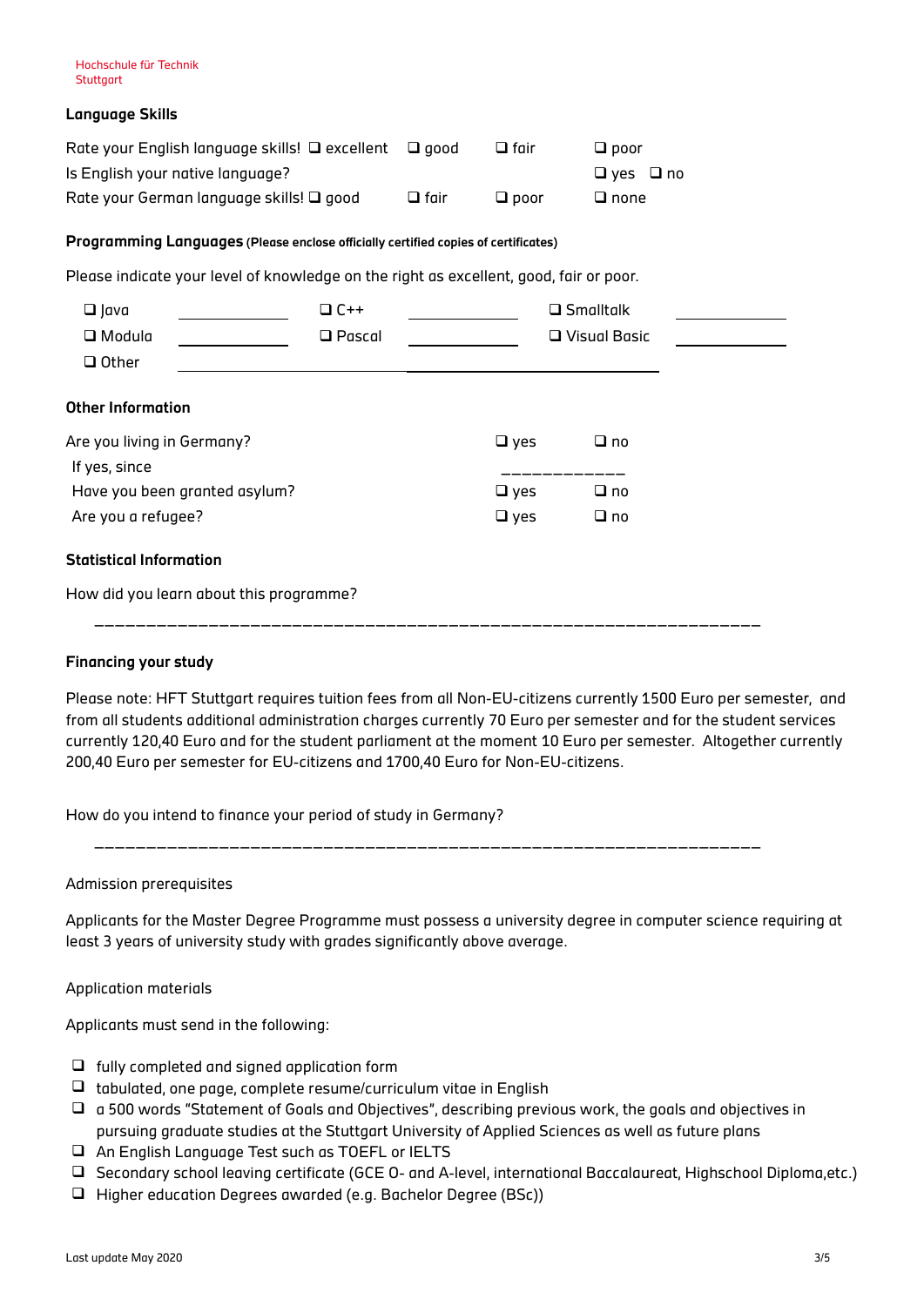Hochschule für Technik
Stuttgart

### Language Skills

| | | | | |
|---|---|---|---|---|
| Rate your English language skills! | ❑ excellent | ❑ good | ❑ fair | ❑ poor |
| Is English your native language? | | | | ❑ yes ❑ no |
| Rate your German language skills! | ❑ good | ❑ fair | ❑ poor | ❑ none |

### Programming Languages (Please enclose officially certified copies of certificates)

Please indicate your level of knowledge on the right as excellent, good, fair or poor.

| | | | | | |
|---|---|---|---|---|---|
| ❑ Java | ____________ | ❑ C++ | ____________ | ❑ Smalltalk | ____________ |
| ❑ Modula | ____________ | ❑ Pascal | ____________ | ❑ Visual Basic | ____________ |
| ❑ Other | ____________ | | | | |

### Other Information

| | | |
|---|---|---|
| Are you living in Germany? | ❑ yes | ❑ no |
| If yes, since | ____________ | |
| Have you been granted asylum? | ❑ yes | ❑ no |
| Are you a refugee? | ❑ yes | ❑ no |

### Statistical Information

How did you learn about this programme?

_________________________________________________________________

### Financing your study

Please note: HFT Stuttgart requires tuition fees from all Non-EU-citizens currently 1500 Euro per semester, and from all students additional administration charges currently 70 Euro per semester and for the student services currently 120,40 Euro and for the student parliament at the moment 10 Euro per semester. Altogether currently 200,40 Euro per semester for EU-citizens and 1700,40 Euro for Non-EU-citizens.

How do you intend to finance your period of study in Germany?

_________________________________________________________________

Admission prerequisites

Applicants for the Master Degree Programme must possess a university degree in computer science requiring at least 3 years of university study with grades significantly above average.

Application materials

Applicants must send in the following:

- ❑ fully completed and signed application form
- ❑ tabulated, one page, complete resume/curriculum vitae in English
- ❑ a 500 words "Statement of Goals and Objectives", describing previous work, the goals and objectives in pursuing graduate studies at the Stuttgart University of Applied Sciences as well as future plans
- ❑ An English Language Test such as TOEFL or IELTS
- ❑ Secondary school leaving certificate (GCE O- and A-level, international Baccalaureat, Highschool Diploma,etc.)
- ❑ Higher education Degrees awarded (e.g. Bachelor Degree (BSc))

Last update May 2020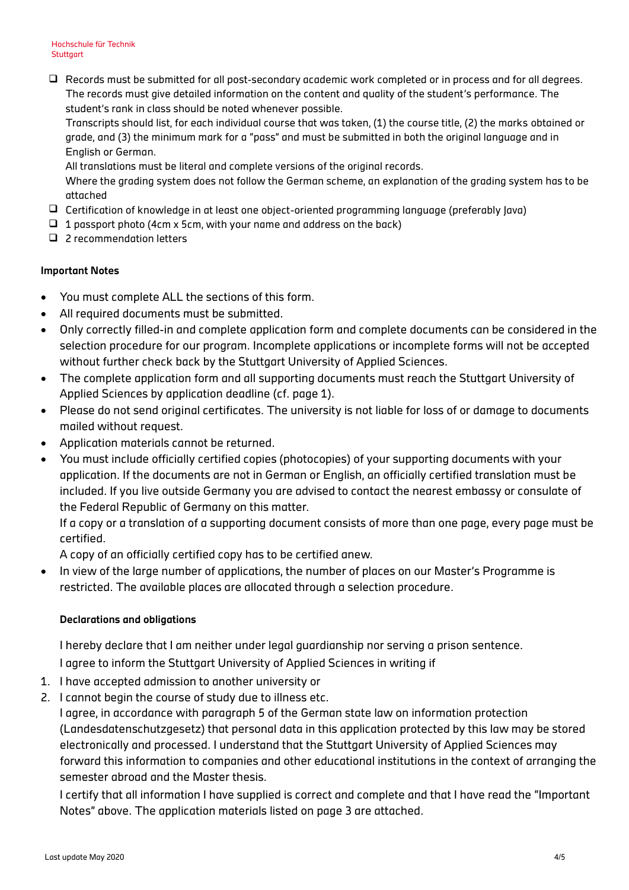- ☐ Records must be submitted for all post-secondary academic work completed or in process and for all degrees. The records must give detailed information on the content and quality of the student's performance. The student's rank in class should be noted whenever possible.
  Transcripts should list, for each individual course that was taken, (1) the course title, (2) the marks obtained or grade, and (3) the minimum mark for a "pass" and must be submitted in both the original language and in English or German.
  All translations must be literal and complete versions of the original records.
  Where the grading system does not follow the German scheme, an explanation of the grading system has to be attached
- ☐ Certification of knowledge in at least one object-oriented programming language (preferably Java)
- ☐ 1 passport photo (4cm x 5cm, with your name and address on the back)
- ☐ 2 recommendation letters

**Important Notes**

- You must complete ALL the sections of this form.
- All required documents must be submitted.
- Only correctly filled-in and complete application form and complete documents can be considered in the selection procedure for our program. Incomplete applications or incomplete forms will not be accepted without further check back by the Stuttgart University of Applied Sciences.
- The complete application form and all supporting documents must reach the Stuttgart University of Applied Sciences by application deadline (cf. page 1).
- Please do not send original certificates. The university is not liable for loss of or damage to documents mailed without request.
- Application materials cannot be returned.
- You must include officially certified copies (photocopies) of your supporting documents with your application. If the documents are not in German or English, an officially certified translation must be included. If you live outside Germany you are advised to contact the nearest embassy or consulate of the Federal Republic of Germany on this matter.
  If a copy or a translation of a supporting document consists of more than one page, every page must be certified.
  A copy of an officially certified copy has to be certified anew.
- In view of the large number of applications, the number of places on our Master's Programme is restricted. The available places are allocated through a selection procedure.

**Declarations and obligations**

I hereby declare that I am neither under legal guardianship nor serving a prison sentence.

I agree to inform the Stuttgart University of Applied Sciences in writing if

1. I have accepted admission to another university or
2. I cannot begin the course of study due to illness etc.

I agree, in accordance with paragraph 5 of the German state law on information protection (Landesdatenschutzgesetz) that personal data in this application protected by this law may be stored electronically and processed. I understand that the Stuttgart University of Applied Sciences may forward this information to companies and other educational institutions in the context of arranging the semester abroad and the Master thesis.

I certify that all information I have supplied is correct and complete and that I have read the "Important Notes" above. The application materials listed on page 3 are attached.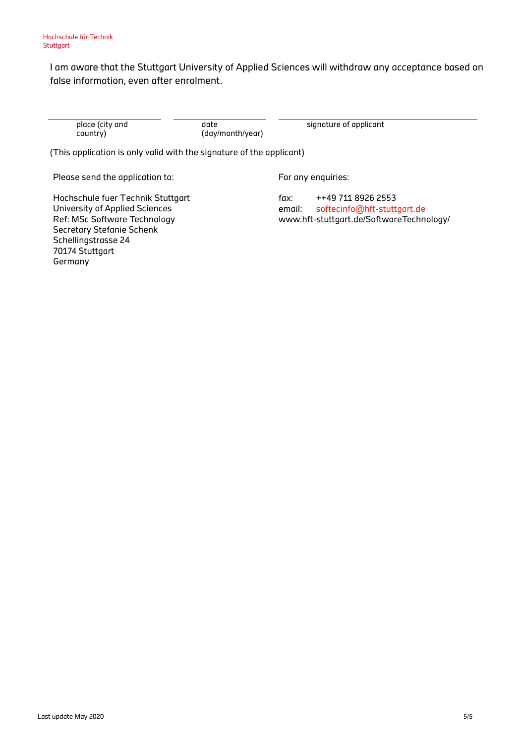I am aware that the Stuttgart University of Applied Sciences will withdraw any acceptance based on false information, even after enrolment.

| | | |
|---|---|---|
| place (city and country) | date (day/month/year) | signature of applicant |

(This application is only valid with the signature of the applicant)

Please send the application to:

Hochschule fuer Technik Stuttgart
University of Applied Sciences
Ref: MSc Software Technology
Secretary Stefanie Schenk
Schellingstrasse 24
70174 Stuttgart
Germany

For any enquiries:

fax: ++49 711 8926 2553
email: softecinfo@hft-stuttgart.de
www.hft-stuttgart.de/SoftwareTechnology/

Last update May 2020